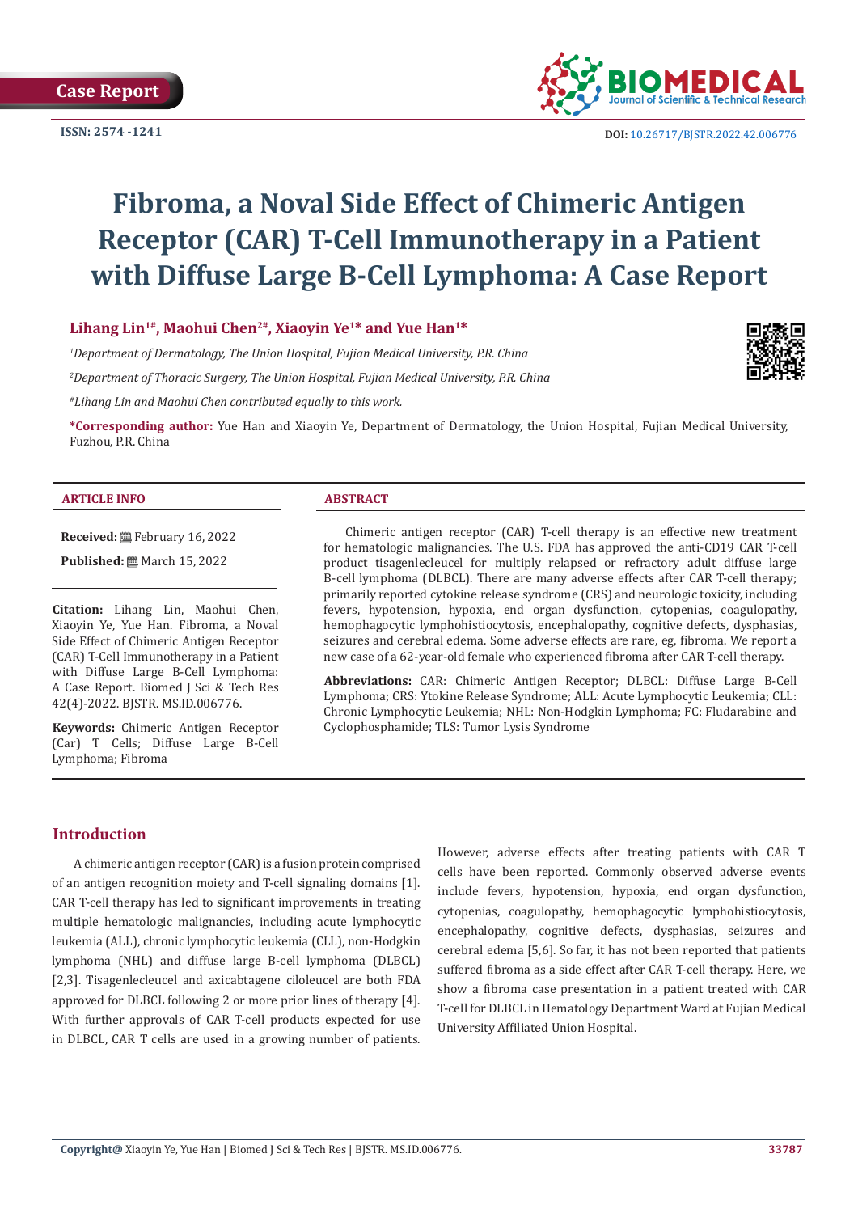Case Report

ISSN: 2574 -1241

DOI: 10.26717/BJSTR.2022.42.006776

# Fibroma, a Noval Side Effect of Chimeric Antigen Receptor (CAR) T-Cell Immunotherapy in a Patient with Diffuse Large B-Cell Lymphoma: A Case Report

**Lihang Lin[1#], Maohui Chen[2#], Xiaoyin Ye[1*] and Yue Han[1*]**

*[1]Department of Dermatology, The Union Hospital, Fujian Medical University, P.R. China*

*[2]Department of Thoracic Surgery, The Union Hospital, Fujian Medical University, P.R. China*

*[#]Lihang Lin and Maohui Chen contributed equally to this work.*

**\*Corresponding author:** Yue Han and Xiaoyin Ye, Department of Dermatology, the Union Hospital, Fujian Medical University, Fuzhou, P.R. China

**ARTICLE INFO**

**Received:** February 16, 2022

**Published:** March 15, 2022

**Citation:** Lihang Lin, Maohui Chen, Xiaoyin Ye, Yue Han. Fibroma, a Noval Side Effect of Chimeric Antigen Receptor (CAR) T-Cell Immunotherapy in a Patient with Diffuse Large B-Cell Lymphoma: A Case Report. Biomed J Sci & Tech Res 42(4)-2022. BJSTR. MS.ID.006776.

**Keywords:** Chimeric Antigen Receptor (Car) T Cells; Diffuse Large B-Cell Lymphoma; Fibroma

**ABSTRACT**

Chimeric antigen receptor (CAR) T-cell therapy is an effective new treatment for hematologic malignancies. The U.S. FDA has approved the anti-CD19 CAR T-cell product tisagenlecleucel for multiply relapsed or refractory adult diffuse large B-cell lymphoma (DLBCL). There are many adverse effects after CAR T-cell therapy; primarily reported cytokine release syndrome (CRS) and neurologic toxicity, including fevers, hypotension, hypoxia, end organ dysfunction, cytopenias, coagulopathy, hemophagocytic lymphohistiocytosis, encephalopathy, cognitive defects, dysphasias, seizures and cerebral edema. Some adverse effects are rare, eg, fibroma. We report a new case of a 62-year-old female who experienced fibroma after CAR T-cell therapy.

**Abbreviations:** CAR: Chimeric Antigen Receptor; DLBCL: Diffuse Large B-Cell Lymphoma; CRS: Ytokine Release Syndrome; ALL: Acute Lymphocytic Leukemia; CLL: Chronic Lymphocytic Leukemia; NHL: Non-Hodgkin Lymphoma; FC: Fludarabine and Cyclophosphamide; TLS: Tumor Lysis Syndrome

## Introduction

A chimeric antigen receptor (CAR) is a fusion protein comprised of an antigen recognition moiety and T-cell signaling domains [1]. CAR T-cell therapy has led to significant improvements in treating multiple hematologic malignancies, including acute lymphocytic leukemia (ALL), chronic lymphocytic leukemia (CLL), non-Hodgkin lymphoma (NHL) and diffuse large B-cell lymphoma (DLBCL) [2,3]. Tisagenlecleucel and axicabtagene ciloleucel are both FDA approved for DLBCL following 2 or more prior lines of therapy [4]. With further approvals of CAR T-cell products expected for use in DLBCL, CAR T cells are used in a growing number of patients. However, adverse effects after treating patients with CAR T cells have been reported. Commonly observed adverse events include fevers, hypotension, hypoxia, end organ dysfunction, cytopenias, coagulopathy, hemophagocytic lymphohistiocytosis, encephalopathy, cognitive defects, dysphasias, seizures and cerebral edema [5,6]. So far, it has not been reported that patients suffered fibroma as a side effect after CAR T-cell therapy. Here, we show a fibroma case presentation in a patient treated with CAR T-cell for DLBCL in Hematology Department Ward at Fujian Medical University Affiliated Union Hospital.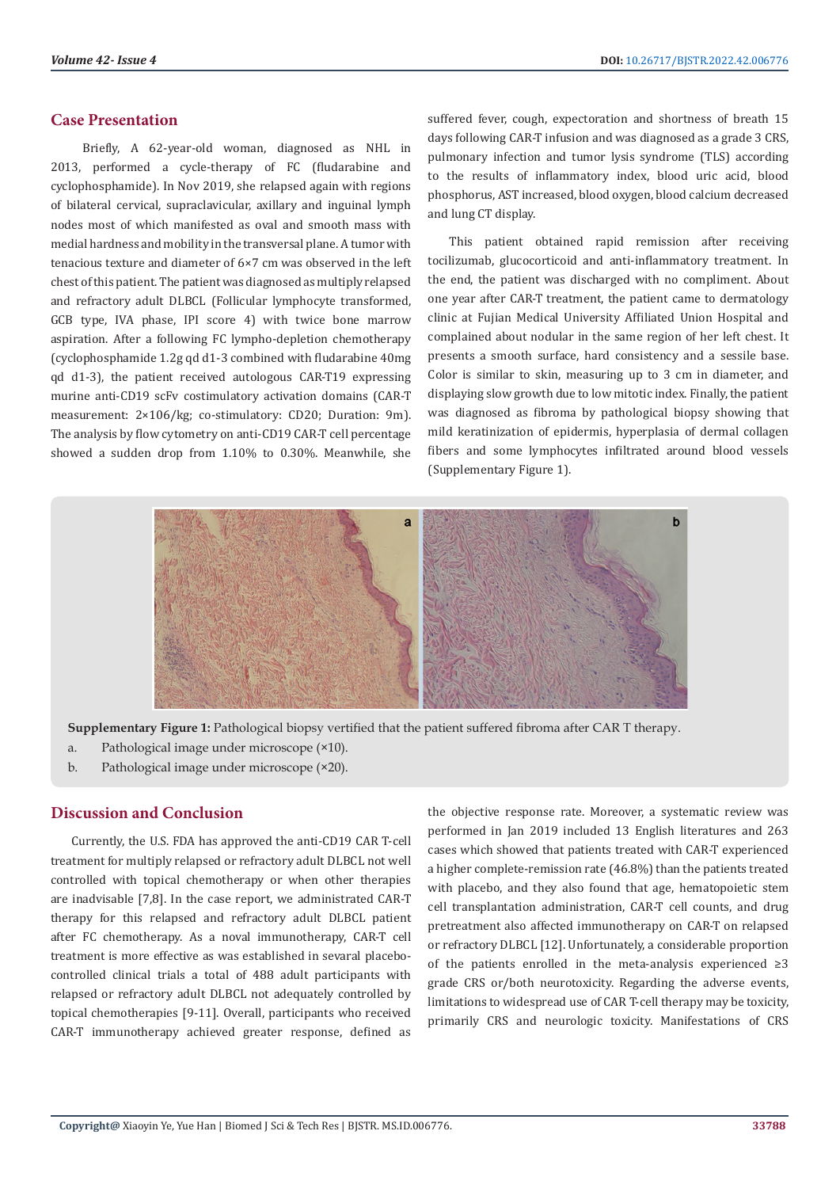## Case Presentation

Briefly, A 62-year-old woman, diagnosed as NHL in 2013, performed a cycle-therapy of FC (fludarabine and cyclophosphamide). In Nov 2019, she relapsed again with regions of bilateral cervical, supraclavicular, axillary and inguinal lymph nodes most of which manifested as oval and smooth mass with medial hardness and mobility in the transversal plane. A tumor with tenacious texture and diameter of 6×7 cm was observed in the left chest of this patient. The patient was diagnosed as multiply relapsed and refractory adult DLBCL (Follicular lymphocyte transformed, GCB type, IVA phase, IPI score 4) with twice bone marrow aspiration. After a following FC lympho-depletion chemotherapy (cyclophosphamide 1.2g qd d1-3 combined with fludarabine 40mg qd d1-3), the patient received autologous CAR-T19 expressing murine anti-CD19 scFv costimulatory activation domains (CAR-T measurement: 2×106/kg; co-stimulatory: CD20; Duration: 9m). The analysis by flow cytometry on anti-CD19 CAR-T cell percentage showed a sudden drop from 1.10% to 0.30%. Meanwhile, she suffered fever, cough, expectoration and shortness of breath 15 days following CAR-T infusion and was diagnosed as a grade 3 CRS, pulmonary infection and tumor lysis syndrome (TLS) according to the results of inflammatory index, blood uric acid, blood phosphorus, AST increased, blood oxygen, blood calcium decreased and lung CT display.

This patient obtained rapid remission after receiving tocilizumab, glucocorticoid and anti-inflammatory treatment. In the end, the patient was discharged with no compliment. About one year after CAR-T treatment, the patient came to dermatology clinic at Fujian Medical University Affiliated Union Hospital and complained about nodular in the same region of her left chest. It presents a smooth surface, hard consistency and a sessile base. Color is similar to skin, measuring up to 3 cm in diameter, and displaying slow growth due to low mitotic index. Finally, the patient was diagnosed as fibroma by pathological biopsy showing that mild keratinization of epidermis, hyperplasia of dermal collagen fibers and some lymphocytes infiltrated around blood vessels (Supplementary Figure 1).

**Supplementary Figure 1:** Pathological biopsy vertified that the patient suffered fibroma after CAR T therapy.

a. Pathological image under microscope (×10).

b. Pathological image under microscope (×20).

## Discussion and Conclusion

Currently, the U.S. FDA has approved the anti-CD19 CAR T-cell treatment for multiply relapsed or refractory adult DLBCL not well controlled with topical chemotherapy or when other therapies are inadvisable [7,8]. In the case report, we administrated CAR-T therapy for this relapsed and refractory adult DLBCL patient after FC chemotherapy. As a noval immunotherapy, CAR-T cell treatment is more effective as was established in sevaral placebo-controlled clinical trials a total of 488 adult participants with relapsed or refractory adult DLBCL not adequately controlled by topical chemotherapies [9-11]. Overall, participants who received CAR-T immunotherapy achieved greater response, defined as the objective response rate. Moreover, a systematic review was performed in Jan 2019 included 13 English literatures and 263 cases which showed that patients treated with CAR-T experienced a higher complete-remission rate (46.8%) than the patients treated with placebo, and they also found that age, hematopoietic stem cell transplantation administration, CAR-T cell counts, and drug pretreatment also affected immunotherapy on CAR-T on relapsed or refractory DLBCL [12]. Unfortunately, a considerable proportion of the patients enrolled in the meta-analysis experienced ≥3 grade CRS or/both neurotoxicity. Regarding the adverse events, limitations to widespread use of CAR T-cell therapy may be toxicity, primarily CRS and neurologic toxicity. Manifestations of CRS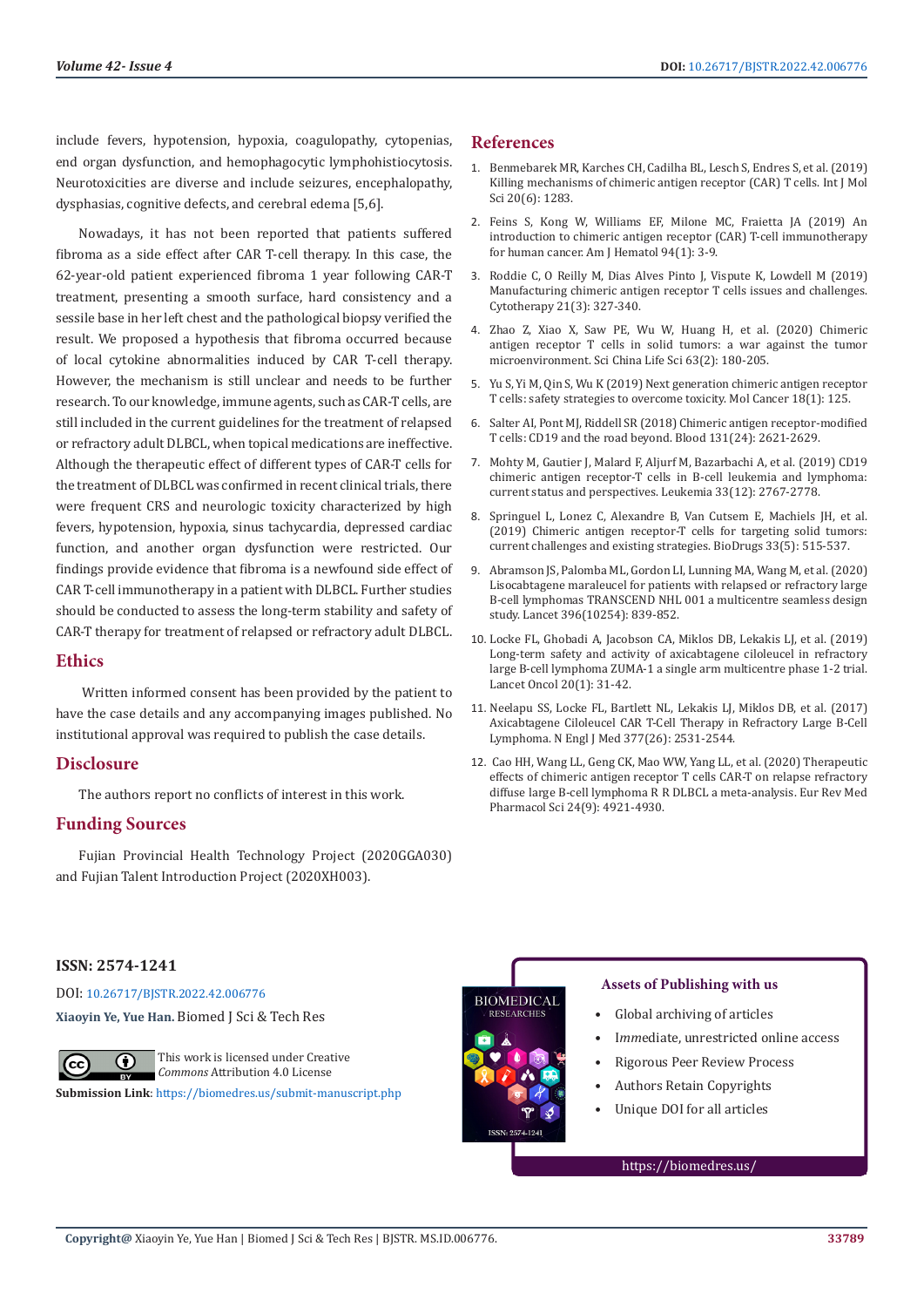include fevers, hypotension, hypoxia, coagulopathy, cytopenias, end organ dysfunction, and hemophagocytic lymphohistiocytosis. Neurotoxicities are diverse and include seizures, encephalopathy, dysphasias, cognitive defects, and cerebral edema [5,6].

Nowadays, it has not been reported that patients suffered fibroma as a side effect after CAR T-cell therapy. In this case, the 62-year-old patient experienced fibroma 1 year following CAR-T treatment, presenting a smooth surface, hard consistency and a sessile base in her left chest and the pathological biopsy verified the result. We proposed a hypothesis that fibroma occurred because of local cytokine abnormalities induced by CAR T-cell therapy. However, the mechanism is still unclear and needs to be further research. To our knowledge, immune agents, such as CAR-T cells, are still included in the current guidelines for the treatment of relapsed or refractory adult DLBCL, when topical medications are ineffective. Although the therapeutic effect of different types of CAR-T cells for the treatment of DLBCL was confirmed in recent clinical trials, there were frequent CRS and neurologic toxicity characterized by high fevers, hypotension, hypoxia, sinus tachycardia, depressed cardiac function, and another organ dysfunction were restricted. Our findings provide evidence that fibroma is a newfound side effect of CAR T-cell immunotherapy in a patient with DLBCL. Further studies should be conducted to assess the long-term stability and safety of CAR-T therapy for treatment of relapsed or refractory adult DLBCL.

## Ethics

Written informed consent has been provided by the patient to have the case details and any accompanying images published. No institutional approval was required to publish the case details.

## Disclosure

The authors report no conflicts of interest in this work.

## Funding Sources

Fujian Provincial Health Technology Project (2020GGA030) and Fujian Talent Introduction Project (2020XH003).

## References

1. Benmebarek MR, Karches CH, Cadilha BL, Lesch S, Endres S, et al. (2019) Killing mechanisms of chimeric antigen receptor (CAR) T cells. Int J Mol Sci 20(6): 1283.
2. Feins S, Kong W, Williams EF, Milone MC, Fraietta JA (2019) An introduction to chimeric antigen receptor (CAR) T-cell immunotherapy for human cancer. Am J Hematol 94(1): 3-9.
3. Roddie C, O Reilly M, Dias Alves Pinto J, Vispute K, Lowdell M (2019) Manufacturing chimeric antigen receptor T cells issues and challenges. Cytotherapy 21(3): 327-340.
4. Zhao Z, Xiao X, Saw PE, Wu W, Huang H, et al. (2020) Chimeric antigen receptor T cells in solid tumors: a war against the tumor microenvironment. Sci China Life Sci 63(2): 180-205.
5. Yu S, Yi M, Qin S, Wu K (2019) Next generation chimeric antigen receptor T cells: safety strategies to overcome toxicity. Mol Cancer 18(1): 125.
6. Salter AI, Pont MJ, Riddell SR (2018) Chimeric antigen receptor-modified T cells: CD19 and the road beyond. Blood 131(24): 2621-2629.
7. Mohty M, Gautier J, Malard F, Aljurf M, Bazarbachi A, et al. (2019) CD19 chimeric antigen receptor-T cells in B-cell leukemia and lymphoma: current status and perspectives. Leukemia 33(12): 2767-2778.
8. Springuel L, Lonez C, Alexandre B, Van Cutsem E, Machiels JH, et al. (2019) Chimeric antigen receptor-T cells for targeting solid tumors: current challenges and existing strategies. BioDrugs 33(5): 515-537.
9. Abramson JS, Palomba ML, Gordon LI, Lunning MA, Wang M, et al. (2020) Lisocabtagene maraleucel for patients with relapsed or refractory large B-cell lymphomas TRANSCEND NHL 001 a multicentre seamless design study. Lancet 396(10254): 839-852.
10. Locke FL, Ghobadi A, Jacobson CA, Miklos DB, Lekakis LJ, et al. (2019) Long-term safety and activity of axicabtagene ciloleucel in refractory large B-cell lymphoma ZUMA-1 a single arm multicentre phase 1-2 trial. Lancet Oncol 20(1): 31-42.
11. Neelapu SS, Locke FL, Bartlett NL, Lekakis LJ, Miklos DB, et al. (2017) Axicabtagene Ciloleucel CAR T-Cell Therapy in Refractory Large B-Cell Lymphoma. N Engl J Med 377(26): 2531-2544.
12. Cao HH, Wang LL, Geng CK, Mao WW, Yang LL, et al. (2020) Therapeutic effects of chimeric antigen receptor T cells CAR-T on relapse refractory diffuse large B-cell lymphoma R R DLBCL a meta-analysis. Eur Rev Med Pharmacol Sci 24(9): 4921-4930.

**ISSN: 2574-1241**

DOI: 10.26717/BJSTR.2022.42.006776

**Xiaoyin Ye, Yue Han.** Biomed J Sci & Tech Res

This work is licensed under Creative *Commons* Attribution 4.0 License

**Submission Link**: https://biomedres.us/submit-manuscript.php

### Assets of Publishing with us

- Global archiving of articles
- Immediate, unrestricted online access
- Rigorous Peer Review Process
- Authors Retain Copyrights
- Unique DOI for all articles

https://biomedres.us/